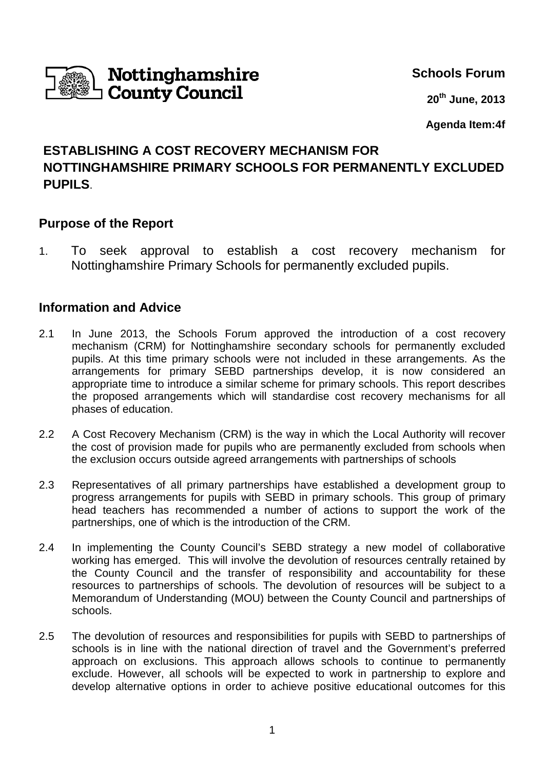**Nottinghamshire County Council**

**Schools Forum**

**20th June, 2013**

**Agenda Item:4f**

# ESTABLISHING A COST RECOVERY MECHANISM FOR NOTTINGHAMSHIRE PRIMARY SCHOOLS FOR PERMANENTLY EXCLUDED PUPILS.

## Purpose of the Report

1. To seek approval to establish a cost recovery mechanism for Nottinghamshire Primary Schools for permanently excluded pupils.

## Information and Advice

2.1 In June 2013, the Schools Forum approved the introduction of a cost recovery mechanism (CRM) for Nottinghamshire secondary schools for permanently excluded pupils. At this time primary schools were not included in these arrangements. As the arrangements for primary SEBD partnerships develop, it is now considered an appropriate time to introduce a similar scheme for primary schools. This report describes the proposed arrangements which will standardise cost recovery mechanisms for all phases of education.

2.2 A Cost Recovery Mechanism (CRM) is the way in which the Local Authority will recover the cost of provision made for pupils who are permanently excluded from schools when the exclusion occurs outside agreed arrangements with partnerships of schools

2.3 Representatives of all primary partnerships have established a development group to progress arrangements for pupils with SEBD in primary schools. This group of primary head teachers has recommended a number of actions to support the work of the partnerships, one of which is the introduction of the CRM.

2.4 In implementing the County Council's SEBD strategy a new model of collaborative working has emerged. This will involve the devolution of resources centrally retained by the County Council and the transfer of responsibility and accountability for these resources to partnerships of schools. The devolution of resources will be subject to a Memorandum of Understanding (MOU) between the County Council and partnerships of schools.

2.5 The devolution of resources and responsibilities for pupils with SEBD to partnerships of schools is in line with the national direction of travel and the Government's preferred approach on exclusions. This approach allows schools to continue to permanently exclude. However, all schools will be expected to work in partnership to explore and develop alternative options in order to achieve positive educational outcomes for this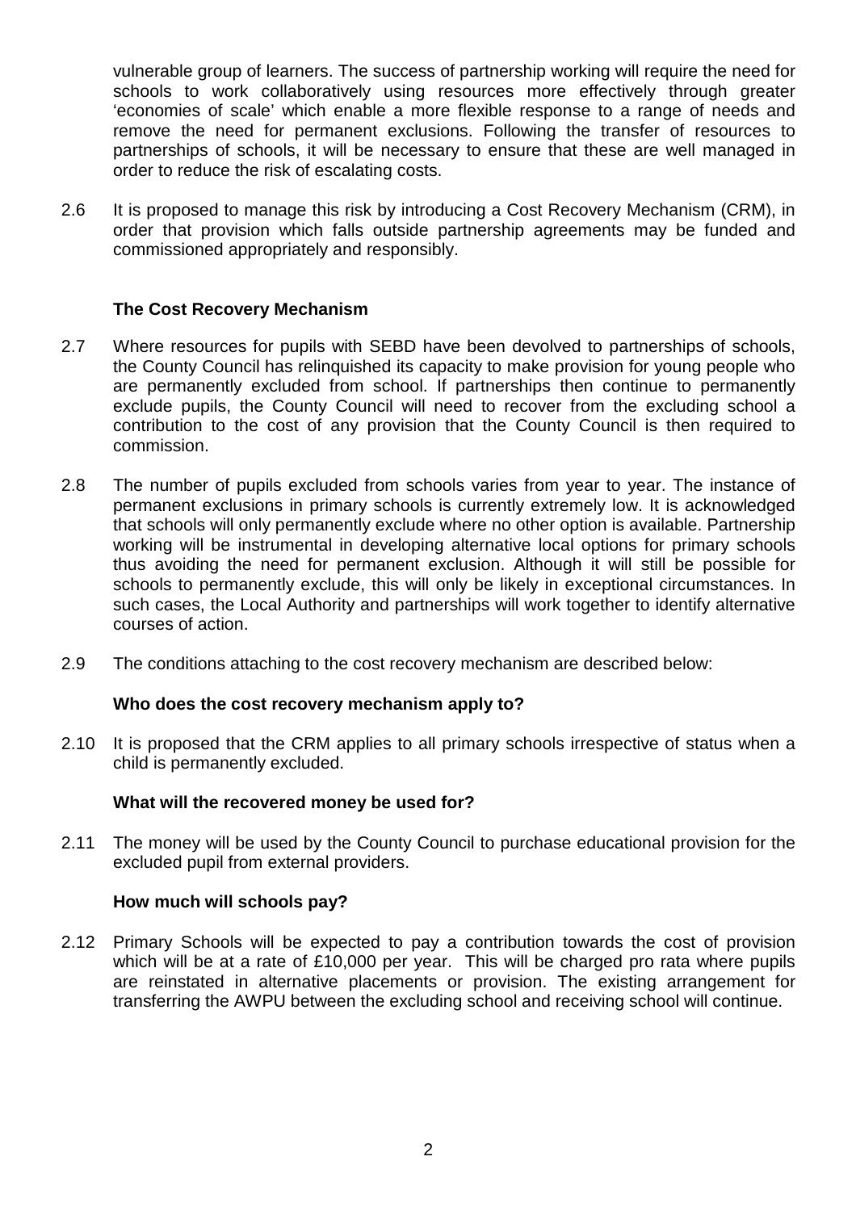vulnerable group of learners. The success of partnership working will require the need for schools to work collaboratively using resources more effectively through greater 'economies of scale' which enable a more flexible response to a range of needs and remove the need for permanent exclusions. Following the transfer of resources to partnerships of schools, it will be necessary to ensure that these are well managed in order to reduce the risk of escalating costs.

2.6 It is proposed to manage this risk by introducing a Cost Recovery Mechanism (CRM), in order that provision which falls outside partnership agreements may be funded and commissioned appropriately and responsibly.

### The Cost Recovery Mechanism

2.7 Where resources for pupils with SEBD have been devolved to partnerships of schools, the County Council has relinquished its capacity to make provision for young people who are permanently excluded from school. If partnerships then continue to permanently exclude pupils, the County Council will need to recover from the excluding school a contribution to the cost of any provision that the County Council is then required to commission.

2.8 The number of pupils excluded from schools varies from year to year. The instance of permanent exclusions in primary schools is currently extremely low. It is acknowledged that schools will only permanently exclude where no other option is available. Partnership working will be instrumental in developing alternative local options for primary schools thus avoiding the need for permanent exclusion. Although it will still be possible for schools to permanently exclude, this will only be likely in exceptional circumstances. In such cases, the Local Authority and partnerships will work together to identify alternative courses of action.

2.9 The conditions attaching to the cost recovery mechanism are described below:

**Who does the cost recovery mechanism apply to?**

2.10 It is proposed that the CRM applies to all primary schools irrespective of status when a child is permanently excluded.

**What will the recovered money be used for?**

2.11 The money will be used by the County Council to purchase educational provision for the excluded pupil from external providers.

**How much will schools pay?**

2.12 Primary Schools will be expected to pay a contribution towards the cost of provision which will be at a rate of £10,000 per year. This will be charged pro rata where pupils are reinstated in alternative placements or provision. The existing arrangement for transferring the AWPU between the excluding school and receiving school will continue.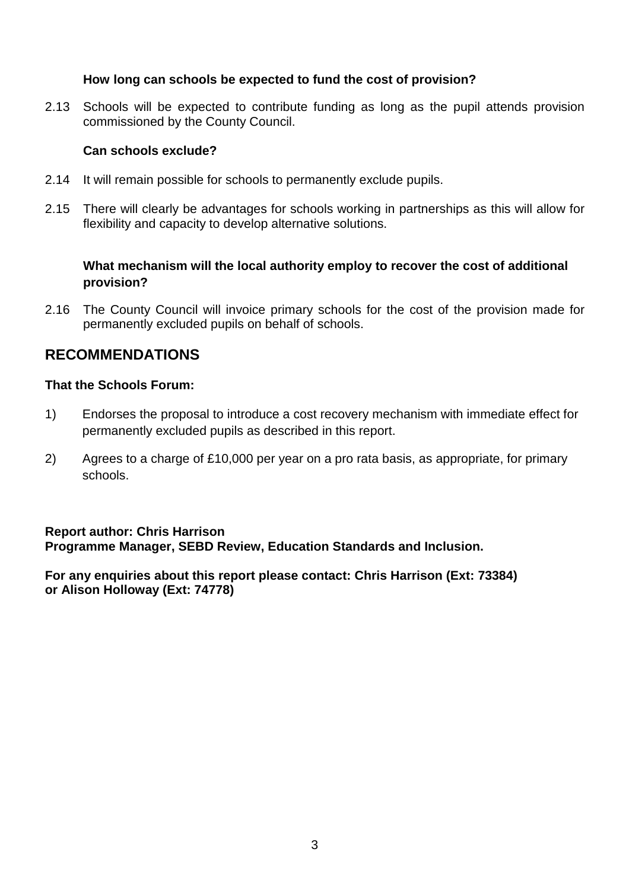**How long can schools be expected to fund the cost of provision?**

2.13 Schools will be expected to contribute funding as long as the pupil attends provision commissioned by the County Council.

**Can schools exclude?**

2.14 It will remain possible for schools to permanently exclude pupils.

2.15 There will clearly be advantages for schools working in partnerships as this will allow for flexibility and capacity to develop alternative solutions.

**What mechanism will the local authority employ to recover the cost of additional provision?**

2.16 The County Council will invoice primary schools for the cost of the provision made for permanently excluded pupils on behalf of schools.

## RECOMMENDATIONS

**That the Schools Forum:**

1) Endorses the proposal to introduce a cost recovery mechanism with immediate effect for permanently excluded pupils as described in this report.

2) Agrees to a charge of £10,000 per year on a pro rata basis, as appropriate, for primary schools.

**Report author: Chris Harrison**
**Programme Manager, SEBD Review, Education Standards and Inclusion.**

**For any enquiries about this report please contact: Chris Harrison (Ext: 73384) or Alison Holloway (Ext: 74778)**